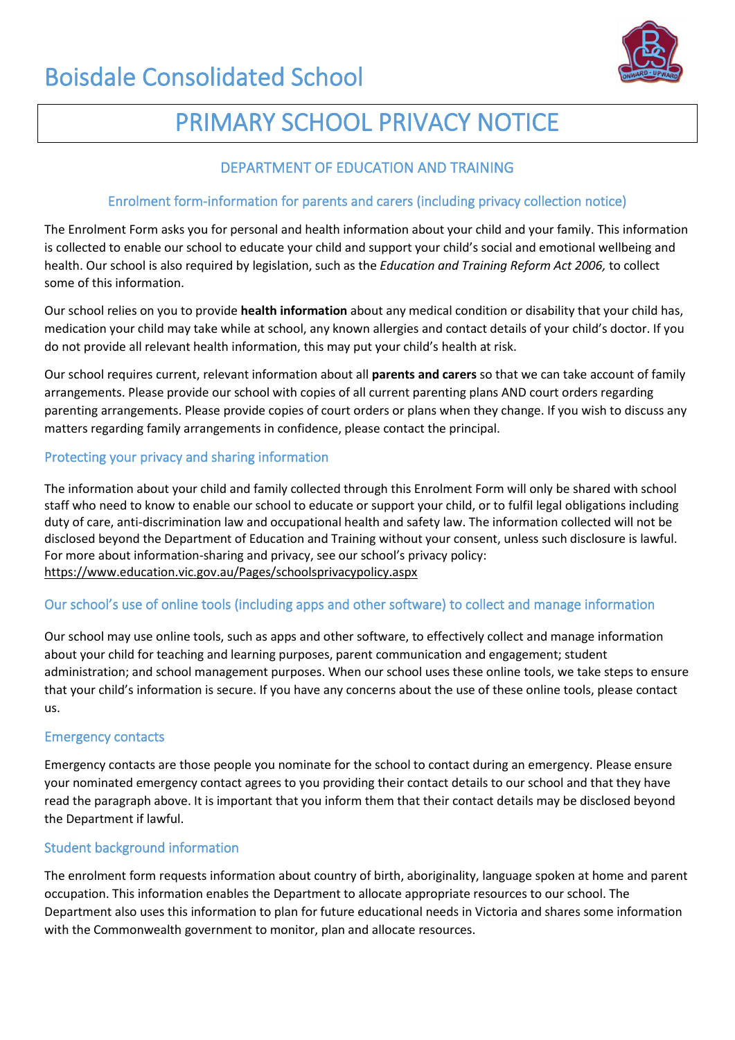# Boisdale Consolidated School

## PRIMARY SCHOOL PRIVACY NOTICE

### DEPARTMENT OF EDUCATION AND TRAINING

### Enrolment form-information for parents and carers (including privacy collection notice)

The Enrolment Form asks you for personal and health information about your child and your family. This information is collected to enable our school to educate your child and support your child's social and emotional wellbeing and health. Our school is also required by legislation, such as the *Education and Training Reform Act 2006,* to collect some of this information.

Our school relies on you to provide **health information** about any medical condition or disability that your child has, medication your child may take while at school, any known allergies and contact details of your child's doctor. If you do not provide all relevant health information, this may put your child's health at risk.

Our school requires current, relevant information about all **parents and carers** so that we can take account of family arrangements. Please provide our school with copies of all current parenting plans AND court orders regarding parenting arrangements. Please provide copies of court orders or plans when they change. If you wish to discuss any matters regarding family arrangements in confidence, please contact the principal.

### Protecting your privacy and sharing information

The information about your child and family collected through this Enrolment Form will only be shared with school staff who need to know to enable our school to educate or support your child, or to fulfil legal obligations including duty of care, anti-discrimination law and occupational health and safety law. The information collected will not be disclosed beyond the Department of Education and Training without your consent, unless such disclosure is lawful. For more about information-sharing and privacy, see our school's privacy policy: https://www.education.vic.gov.au/Pages/schoolsprivacypolicy.aspx

### Our school's use of online tools (including apps and other software) to collect and manage information

Our school may use online tools, such as apps and other software, to effectively collect and manage information about your child for teaching and learning purposes, parent communication and engagement; student administration; and school management purposes. When our school uses these online tools, we take steps to ensure that your child's information is secure. If you have any concerns about the use of these online tools, please contact us.

### Emergency contacts

Emergency contacts are those people you nominate for the school to contact during an emergency. Please ensure your nominated emergency contact agrees to you providing their contact details to our school and that they have read the paragraph above. It is important that you inform them that their contact details may be disclosed beyond the Department if lawful.

### Student background information

The enrolment form requests information about country of birth, aboriginality, language spoken at home and parent occupation. This information enables the Department to allocate appropriate resources to our school. The Department also uses this information to plan for future educational needs in Victoria and shares some information with the Commonwealth government to monitor, plan and allocate resources.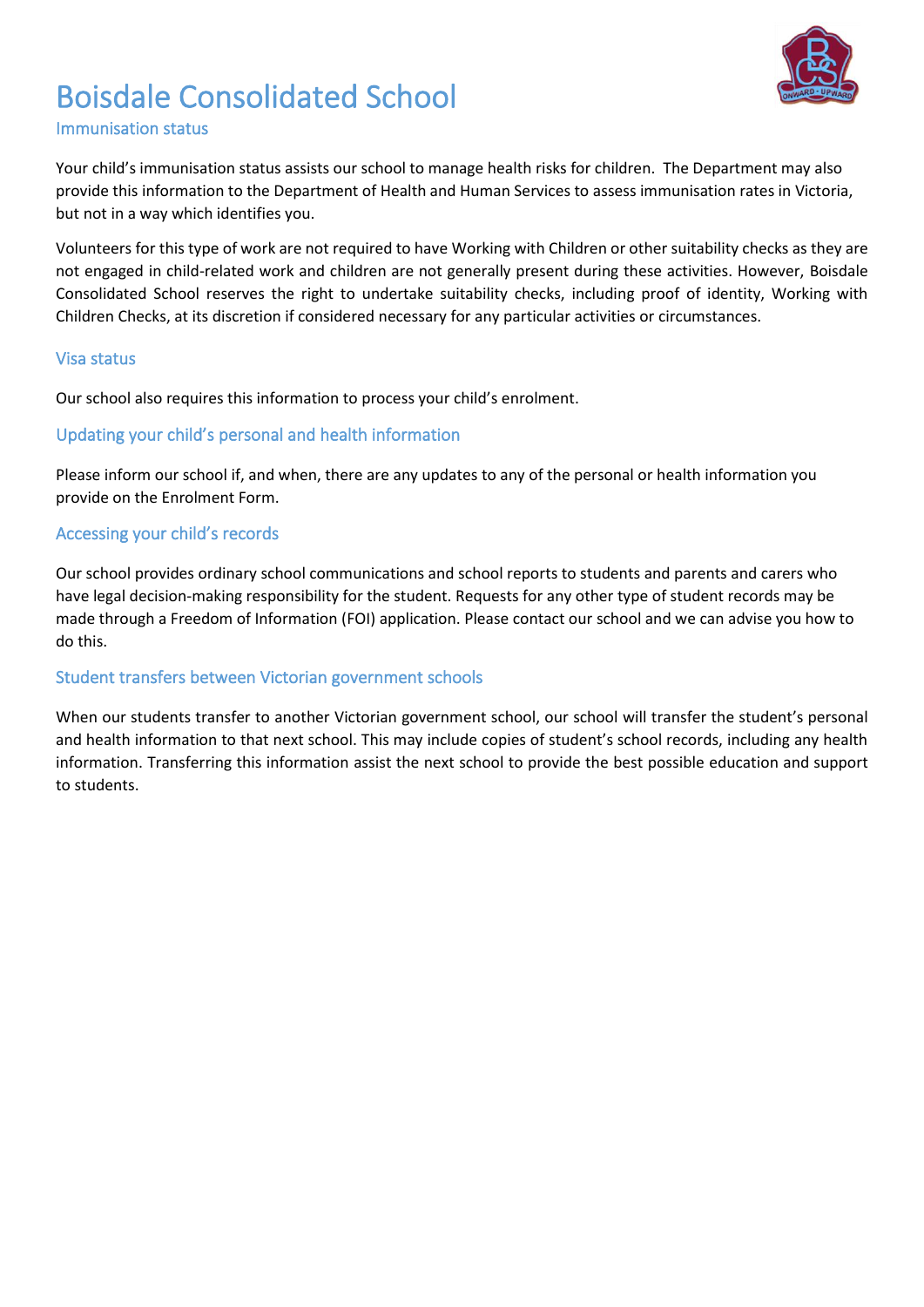# Boisdale Consolidated School

## Immunisation status

Your child's immunisation status assists our school to manage health risks for children. The Department may also provide this information to the Department of Health and Human Services to assess immunisation rates in Victoria, but not in a way which identifies you.

Volunteers for this type of work are not required to have Working with Children or other suitability checks as they are not engaged in child-related work and children are not generally present during these activities. However, Boisdale Consolidated School reserves the right to undertake suitability checks, including proof of identity, Working with Children Checks, at its discretion if considered necessary for any particular activities or circumstances.

## Visa status

Our school also requires this information to process your child's enrolment.

## Updating your child's personal and health information

Please inform our school if, and when, there are any updates to any of the personal or health information you provide on the Enrolment Form.

## Accessing your child's records

Our school provides ordinary school communications and school reports to students and parents and carers who have legal decision-making responsibility for the student. Requests for any other type of student records may be made through a Freedom of Information (FOI) application. Please contact our school and we can advise you how to do this.

## Student transfers between Victorian government schools

When our students transfer to another Victorian government school, our school will transfer the student's personal and health information to that next school. This may include copies of student's school records, including any health information. Transferring this information assist the next school to provide the best possible education and support to students.